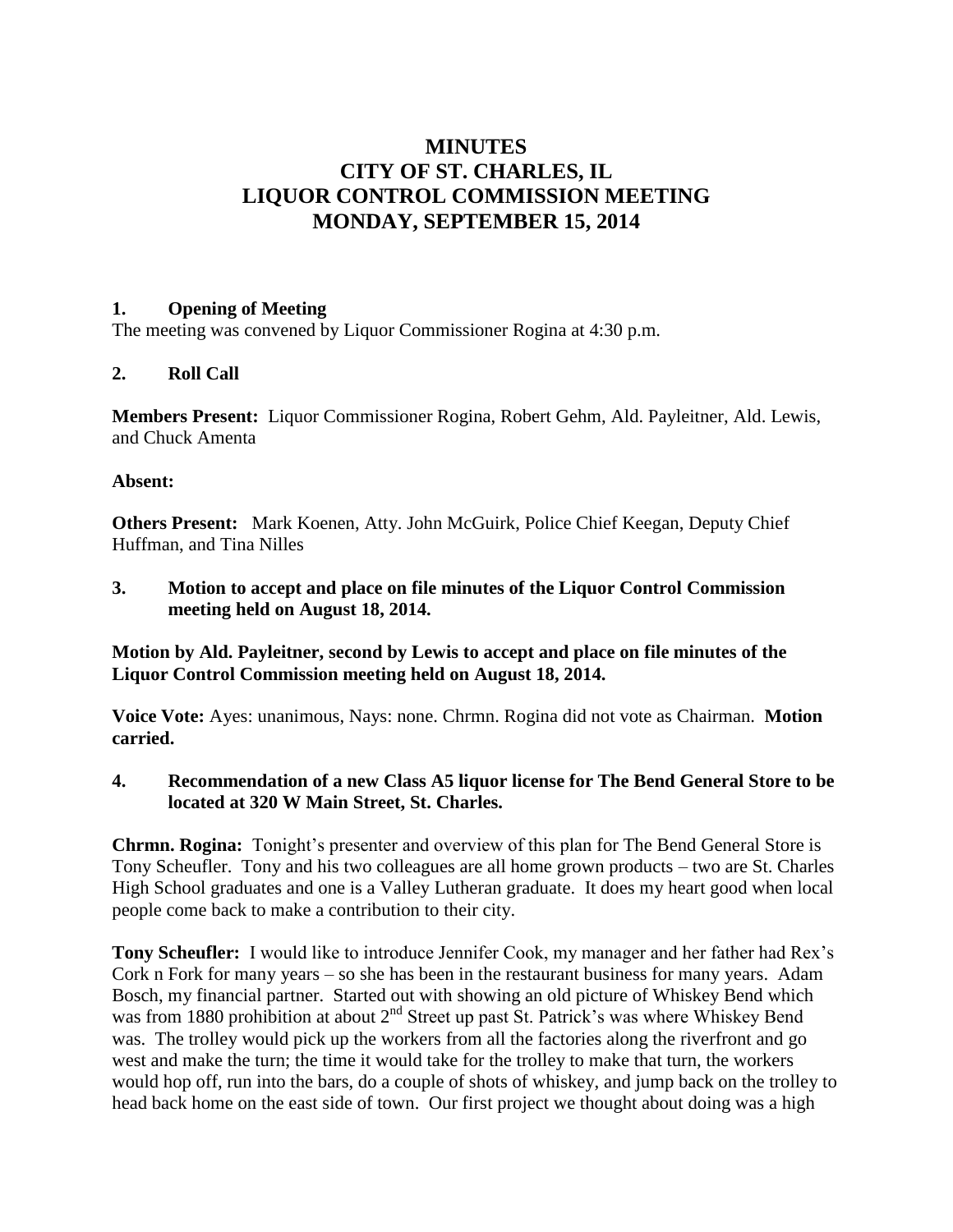# MINUTES
# CITY OF ST. CHARLES, IL
# LIQUOR CONTROL COMMISSION MEETING
# MONDAY, SEPTEMBER 15, 2014

## 1. Opening of Meeting

The meeting was convened by Liquor Commissioner Rogina at 4:30 p.m.

## 2. Roll Call

**Members Present:** Liquor Commissioner Rogina, Robert Gehm, Ald. Payleitner, Ald. Lewis, and Chuck Amenta

**Absent:**

**Others Present:** Mark Koenen, Atty. John McGuirk, Police Chief Keegan, Deputy Chief Huffman, and Tina Nilles

## 3. Motion to accept and place on file minutes of the Liquor Control Commission meeting held on August 18, 2014.

**Motion by Ald. Payleitner, second by Lewis to accept and place on file minutes of the Liquor Control Commission meeting held on August 18, 2014.**

**Voice Vote:** Ayes: unanimous, Nays: none. Chrmn. Rogina did not vote as Chairman. **Motion carried.**

## 4. Recommendation of a new Class A5 liquor license for The Bend General Store to be located at 320 W Main Street, St. Charles.

**Chrmn. Rogina:** Tonight's presenter and overview of this plan for The Bend General Store is Tony Scheufler. Tony and his two colleagues are all home grown products – two are St. Charles High School graduates and one is a Valley Lutheran graduate. It does my heart good when local people come back to make a contribution to their city.

**Tony Scheufler:** I would like to introduce Jennifer Cook, my manager and her father had Rex's Cork n Fork for many years – so she has been in the restaurant business for many years. Adam Bosch, my financial partner. Started out with showing an old picture of Whiskey Bend which was from 1880 prohibition at about 2nd Street up past St. Patrick's was where Whiskey Bend was. The trolley would pick up the workers from all the factories along the riverfront and go west and make the turn; the time it would take for the trolley to make that turn, the workers would hop off, run into the bars, do a couple of shots of whiskey, and jump back on the trolley to head back home on the east side of town. Our first project we thought about doing was a high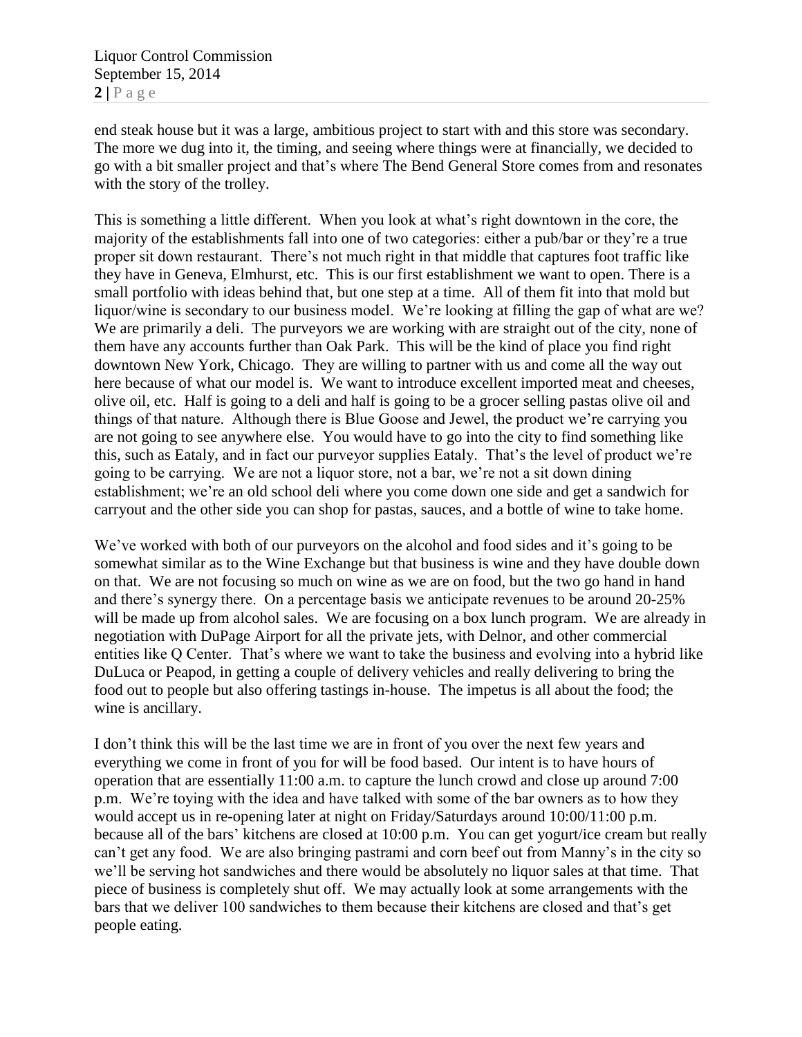end steak house but it was a large, ambitious project to start with and this store was secondary. The more we dug into it, the timing, and seeing where things were at financially, we decided to go with a bit smaller project and that's where The Bend General Store comes from and resonates with the story of the trolley.

This is something a little different. When you look at what's right downtown in the core, the majority of the establishments fall into one of two categories: either a pub/bar or they're a true proper sit down restaurant. There's not much right in that middle that captures foot traffic like they have in Geneva, Elmhurst, etc. This is our first establishment we want to open. There is a small portfolio with ideas behind that, but one step at a time. All of them fit into that mold but liquor/wine is secondary to our business model. We're looking at filling the gap of what are we? We are primarily a deli. The purveyors we are working with are straight out of the city, none of them have any accounts further than Oak Park. This will be the kind of place you find right downtown New York, Chicago. They are willing to partner with us and come all the way out here because of what our model is. We want to introduce excellent imported meat and cheeses, olive oil, etc. Half is going to a deli and half is going to be a grocer selling pastas olive oil and things of that nature. Although there is Blue Goose and Jewel, the product we're carrying you are not going to see anywhere else. You would have to go into the city to find something like this, such as Eataly, and in fact our purveyor supplies Eataly. That's the level of product we're going to be carrying. We are not a liquor store, not a bar, we're not a sit down dining establishment; we're an old school deli where you come down one side and get a sandwich for carryout and the other side you can shop for pastas, sauces, and a bottle of wine to take home.

We've worked with both of our purveyors on the alcohol and food sides and it's going to be somewhat similar as to the Wine Exchange but that business is wine and they have double down on that. We are not focusing so much on wine as we are on food, but the two go hand in hand and there's synergy there. On a percentage basis we anticipate revenues to be around 20-25% will be made up from alcohol sales. We are focusing on a box lunch program. We are already in negotiation with DuPage Airport for all the private jets, with Delnor, and other commercial entities like Q Center. That's where we want to take the business and evolving into a hybrid like DuLuca or Peapod, in getting a couple of delivery vehicles and really delivering to bring the food out to people but also offering tastings in-house. The impetus is all about the food; the wine is ancillary.

I don't think this will be the last time we are in front of you over the next few years and everything we come in front of you for will be food based. Our intent is to have hours of operation that are essentially 11:00 a.m. to capture the lunch crowd and close up around 7:00 p.m. We're toying with the idea and have talked with some of the bar owners as to how they would accept us in re-opening later at night on Friday/Saturdays around 10:00/11:00 p.m. because all of the bars' kitchens are closed at 10:00 p.m. You can get yogurt/ice cream but really can't get any food. We are also bringing pastrami and corn beef out from Manny's in the city so we'll be serving hot sandwiches and there would be absolutely no liquor sales at that time. That piece of business is completely shut off. We may actually look at some arrangements with the bars that we deliver 100 sandwiches to them because their kitchens are closed and that's get people eating.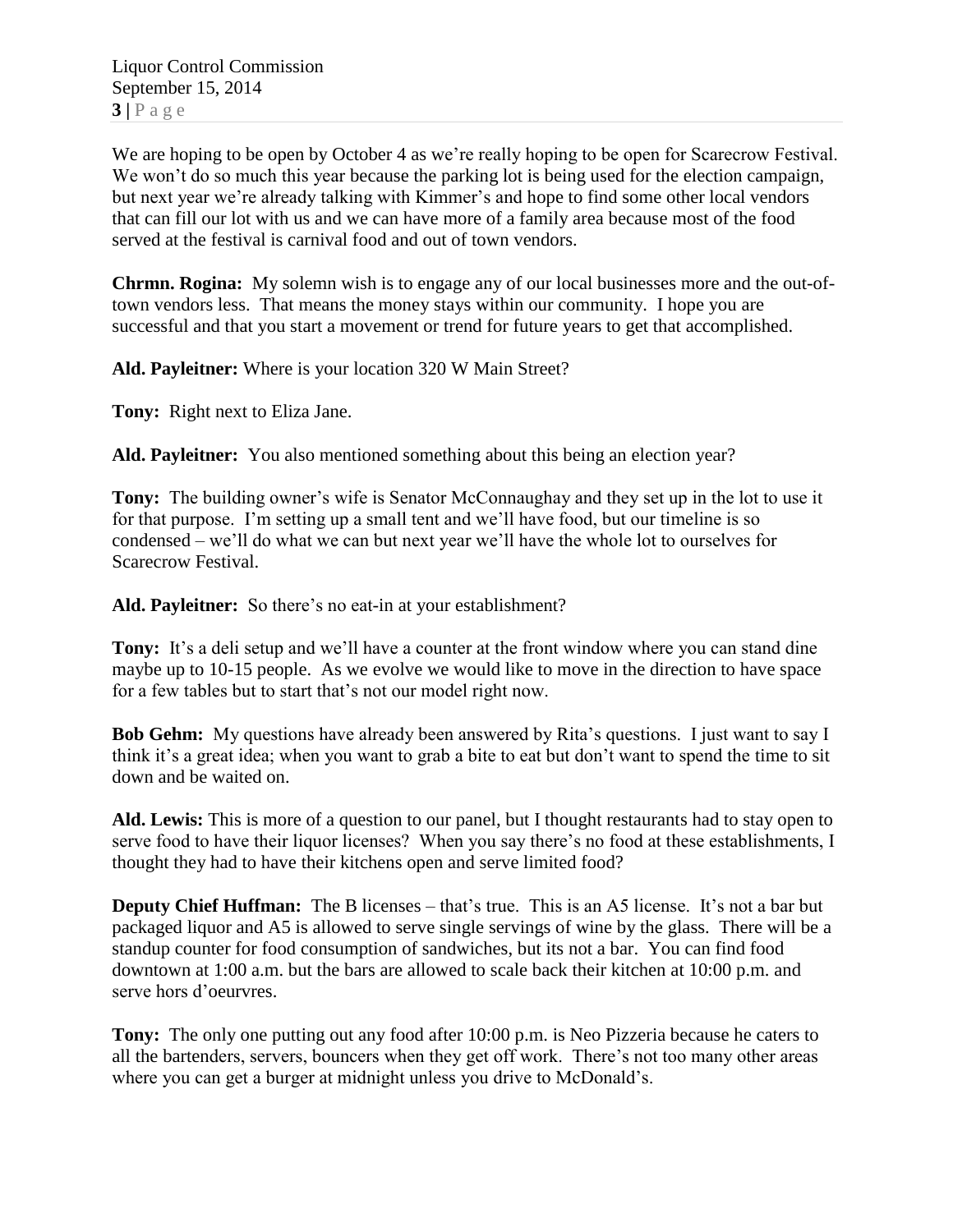We are hoping to be open by October 4 as we're really hoping to be open for Scarecrow Festival. We won't do so much this year because the parking lot is being used for the election campaign, but next year we're already talking with Kimmer's and hope to find some other local vendors that can fill our lot with us and we can have more of a family area because most of the food served at the festival is carnival food and out of town vendors.

**Chrmn. Rogina:** My solemn wish is to engage any of our local businesses more and the out-of-town vendors less. That means the money stays within our community. I hope you are successful and that you start a movement or trend for future years to get that accomplished.

**Ald. Payleitner:** Where is your location 320 W Main Street?

**Tony:** Right next to Eliza Jane.

**Ald. Payleitner:** You also mentioned something about this being an election year?

**Tony:** The building owner's wife is Senator McConnaughay and they set up in the lot to use it for that purpose. I'm setting up a small tent and we'll have food, but our timeline is so condensed – we'll do what we can but next year we'll have the whole lot to ourselves for Scarecrow Festival.

**Ald. Payleitner:** So there's no eat-in at your establishment?

**Tony:** It's a deli setup and we'll have a counter at the front window where you can stand dine maybe up to 10-15 people. As we evolve we would like to move in the direction to have space for a few tables but to start that's not our model right now.

**Bob Gehm:** My questions have already been answered by Rita's questions. I just want to say I think it's a great idea; when you want to grab a bite to eat but don't want to spend the time to sit down and be waited on.

**Ald. Lewis:** This is more of a question to our panel, but I thought restaurants had to stay open to serve food to have their liquor licenses? When you say there's no food at these establishments, I thought they had to have their kitchens open and serve limited food?

**Deputy Chief Huffman:** The B licenses – that's true. This is an A5 license. It's not a bar but packaged liquor and A5 is allowed to serve single servings of wine by the glass. There will be a standup counter for food consumption of sandwiches, but its not a bar. You can find food downtown at 1:00 a.m. but the bars are allowed to scale back their kitchen at 10:00 p.m. and serve hors d'oeurvres.

**Tony:** The only one putting out any food after 10:00 p.m. is Neo Pizzeria because he caters to all the bartenders, servers, bouncers when they get off work. There's not too many other areas where you can get a burger at midnight unless you drive to McDonald's.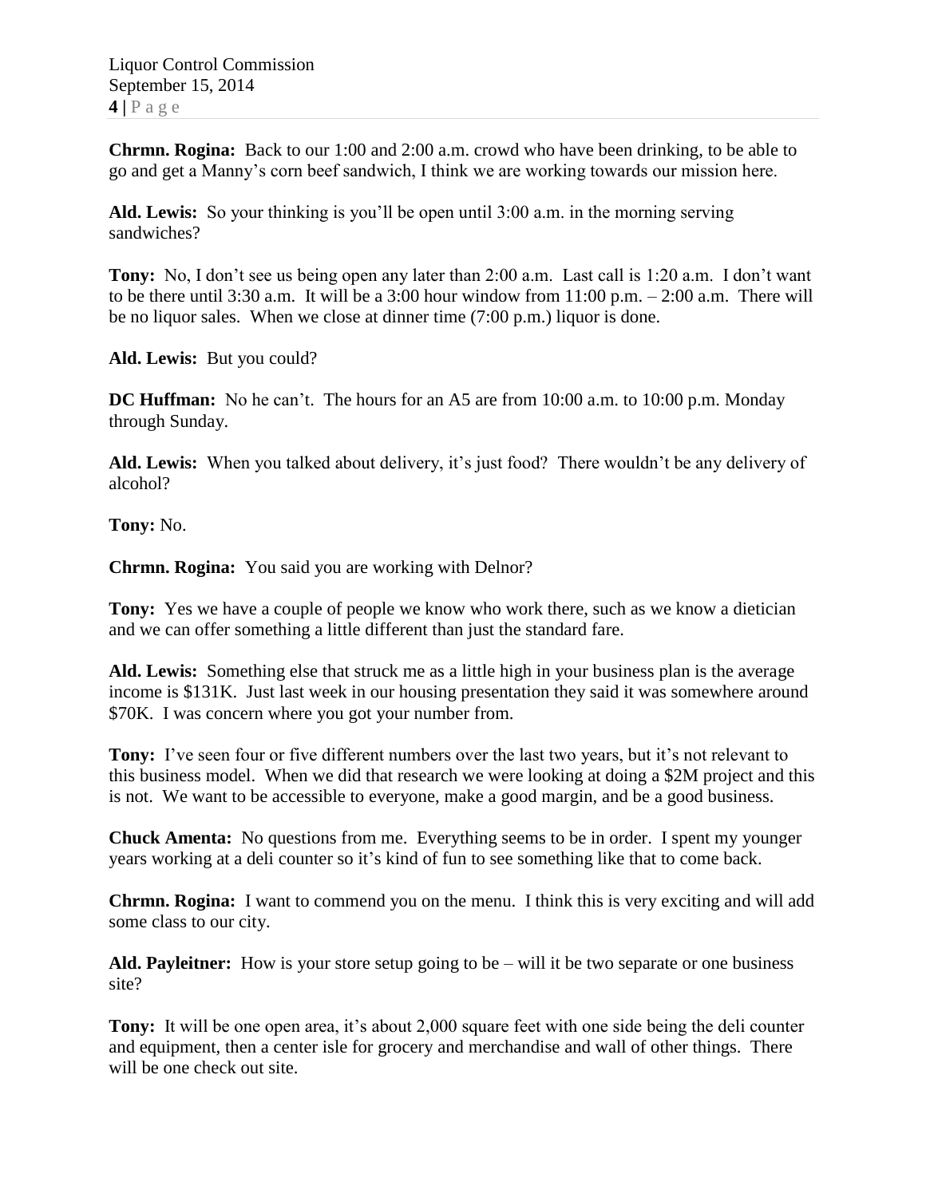**Chrmn. Rogina:** Back to our 1:00 and 2:00 a.m. crowd who have been drinking, to be able to go and get a Manny's corn beef sandwich, I think we are working towards our mission here.

**Ald. Lewis:** So your thinking is you'll be open until 3:00 a.m. in the morning serving sandwiches?

**Tony:** No, I don't see us being open any later than 2:00 a.m. Last call is 1:20 a.m. I don't want to be there until 3:30 a.m. It will be a 3:00 hour window from 11:00 p.m. – 2:00 a.m. There will be no liquor sales. When we close at dinner time (7:00 p.m.) liquor is done.

**Ald. Lewis:** But you could?

**DC Huffman:** No he can't. The hours for an A5 are from 10:00 a.m. to 10:00 p.m. Monday through Sunday.

**Ald. Lewis:** When you talked about delivery, it's just food? There wouldn't be any delivery of alcohol?

**Tony:** No.

**Chrmn. Rogina:** You said you are working with Delnor?

**Tony:** Yes we have a couple of people we know who work there, such as we know a dietician and we can offer something a little different than just the standard fare.

**Ald. Lewis:** Something else that struck me as a little high in your business plan is the average income is $131K. Just last week in our housing presentation they said it was somewhere around $70K. I was concern where you got your number from.

**Tony:** I've seen four or five different numbers over the last two years, but it's not relevant to this business model. When we did that research we were looking at doing a $2M project and this is not. We want to be accessible to everyone, make a good margin, and be a good business.

**Chuck Amenta:** No questions from me. Everything seems to be in order. I spent my younger years working at a deli counter so it's kind of fun to see something like that to come back.

**Chrmn. Rogina:** I want to commend you on the menu. I think this is very exciting and will add some class to our city.

**Ald. Payleitner:** How is your store setup going to be – will it be two separate or one business site?

**Tony:** It will be one open area, it's about 2,000 square feet with one side being the deli counter and equipment, then a center isle for grocery and merchandise and wall of other things. There will be one check out site.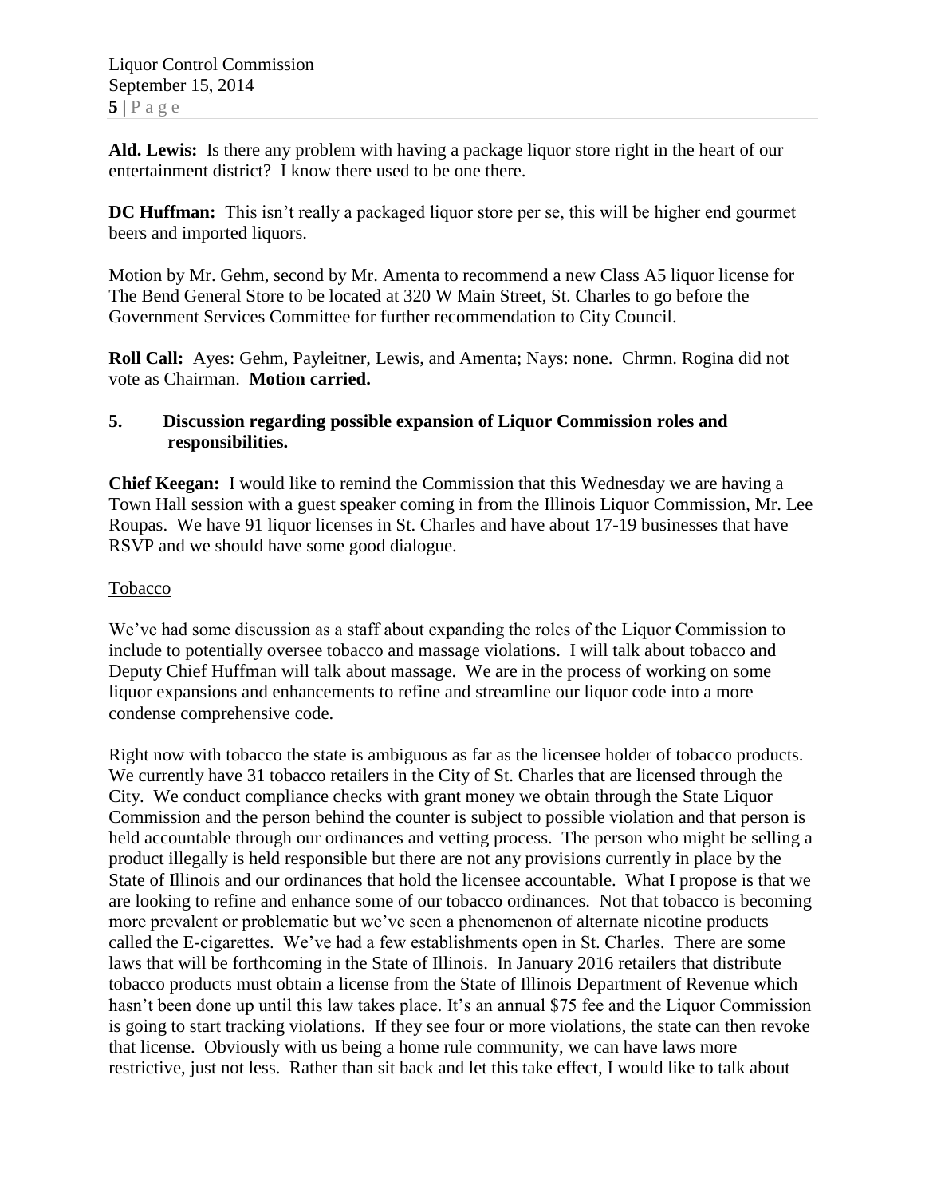**Ald. Lewis:** Is there any problem with having a package liquor store right in the heart of our entertainment district? I know there used to be one there.

**DC Huffman:** This isn't really a packaged liquor store per se, this will be higher end gourmet beers and imported liquors.

Motion by Mr. Gehm, second by Mr. Amenta to recommend a new Class A5 liquor license for The Bend General Store to be located at 320 W Main Street, St. Charles to go before the Government Services Committee for further recommendation to City Council.

**Roll Call:** Ayes: Gehm, Payleitner, Lewis, and Amenta; Nays: none. Chrmn. Rogina did not vote as Chairman. **Motion carried.**

**5. Discussion regarding possible expansion of Liquor Commission roles and responsibilities.**

**Chief Keegan:** I would like to remind the Commission that this Wednesday we are having a Town Hall session with a guest speaker coming in from the Illinois Liquor Commission, Mr. Lee Roupas. We have 91 liquor licenses in St. Charles and have about 17-19 businesses that have RSVP and we should have some good dialogue.

<u>Tobacco</u>

We've had some discussion as a staff about expanding the roles of the Liquor Commission to include to potentially oversee tobacco and massage violations. I will talk about tobacco and Deputy Chief Huffman will talk about massage. We are in the process of working on some liquor expansions and enhancements to refine and streamline our liquor code into a more condense comprehensive code.

Right now with tobacco the state is ambiguous as far as the licensee holder of tobacco products. We currently have 31 tobacco retailers in the City of St. Charles that are licensed through the City. We conduct compliance checks with grant money we obtain through the State Liquor Commission and the person behind the counter is subject to possible violation and that person is held accountable through our ordinances and vetting process. The person who might be selling a product illegally is held responsible but there are not any provisions currently in place by the State of Illinois and our ordinances that hold the licensee accountable. What I propose is that we are looking to refine and enhance some of our tobacco ordinances. Not that tobacco is becoming more prevalent or problematic but we've seen a phenomenon of alternate nicotine products called the E-cigarettes. We've had a few establishments open in St. Charles. There are some laws that will be forthcoming in the State of Illinois. In January 2016 retailers that distribute tobacco products must obtain a license from the State of Illinois Department of Revenue which hasn't been done up until this law takes place. It's an annual $75 fee and the Liquor Commission is going to start tracking violations. If they see four or more violations, the state can then revoke that license. Obviously with us being a home rule community, we can have laws more restrictive, just not less. Rather than sit back and let this take effect, I would like to talk about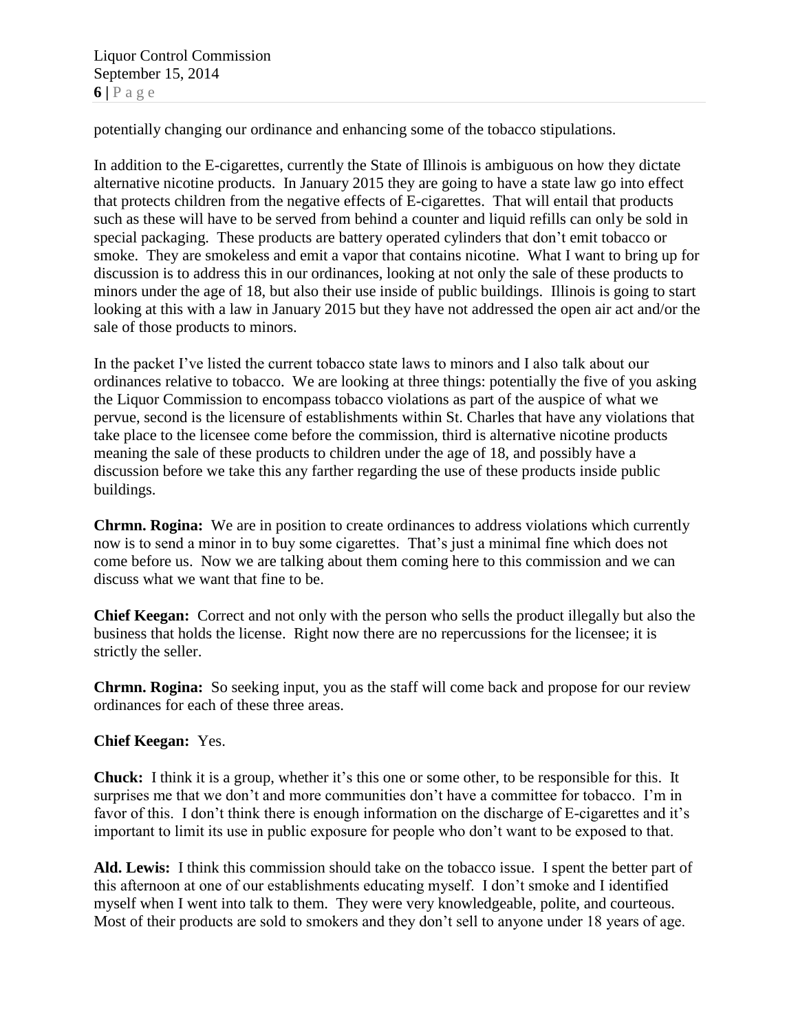potentially changing our ordinance and enhancing some of the tobacco stipulations.

In addition to the E-cigarettes, currently the State of Illinois is ambiguous on how they dictate alternative nicotine products. In January 2015 they are going to have a state law go into effect that protects children from the negative effects of E-cigarettes. That will entail that products such as these will have to be served from behind a counter and liquid refills can only be sold in special packaging. These products are battery operated cylinders that don't emit tobacco or smoke. They are smokeless and emit a vapor that contains nicotine. What I want to bring up for discussion is to address this in our ordinances, looking at not only the sale of these products to minors under the age of 18, but also their use inside of public buildings. Illinois is going to start looking at this with a law in January 2015 but they have not addressed the open air act and/or the sale of those products to minors.

In the packet I've listed the current tobacco state laws to minors and I also talk about our ordinances relative to tobacco. We are looking at three things: potentially the five of you asking the Liquor Commission to encompass tobacco violations as part of the auspice of what we pervue, second is the licensure of establishments within St. Charles that have any violations that take place to the licensee come before the commission, third is alternative nicotine products meaning the sale of these products to children under the age of 18, and possibly have a discussion before we take this any farther regarding the use of these products inside public buildings.

**Chrmn. Rogina:** We are in position to create ordinances to address violations which currently now is to send a minor in to buy some cigarettes. That's just a minimal fine which does not come before us. Now we are talking about them coming here to this commission and we can discuss what we want that fine to be.

**Chief Keegan:** Correct and not only with the person who sells the product illegally but also the business that holds the license. Right now there are no repercussions for the licensee; it is strictly the seller.

**Chrmn. Rogina:** So seeking input, you as the staff will come back and propose for our review ordinances for each of these three areas.

**Chief Keegan:** Yes.

**Chuck:** I think it is a group, whether it's this one or some other, to be responsible for this. It surprises me that we don't and more communities don't have a committee for tobacco. I'm in favor of this. I don't think there is enough information on the discharge of E-cigarettes and it's important to limit its use in public exposure for people who don't want to be exposed to that.

**Ald. Lewis:** I think this commission should take on the tobacco issue. I spent the better part of this afternoon at one of our establishments educating myself. I don't smoke and I identified myself when I went into talk to them. They were very knowledgeable, polite, and courteous. Most of their products are sold to smokers and they don't sell to anyone under 18 years of age.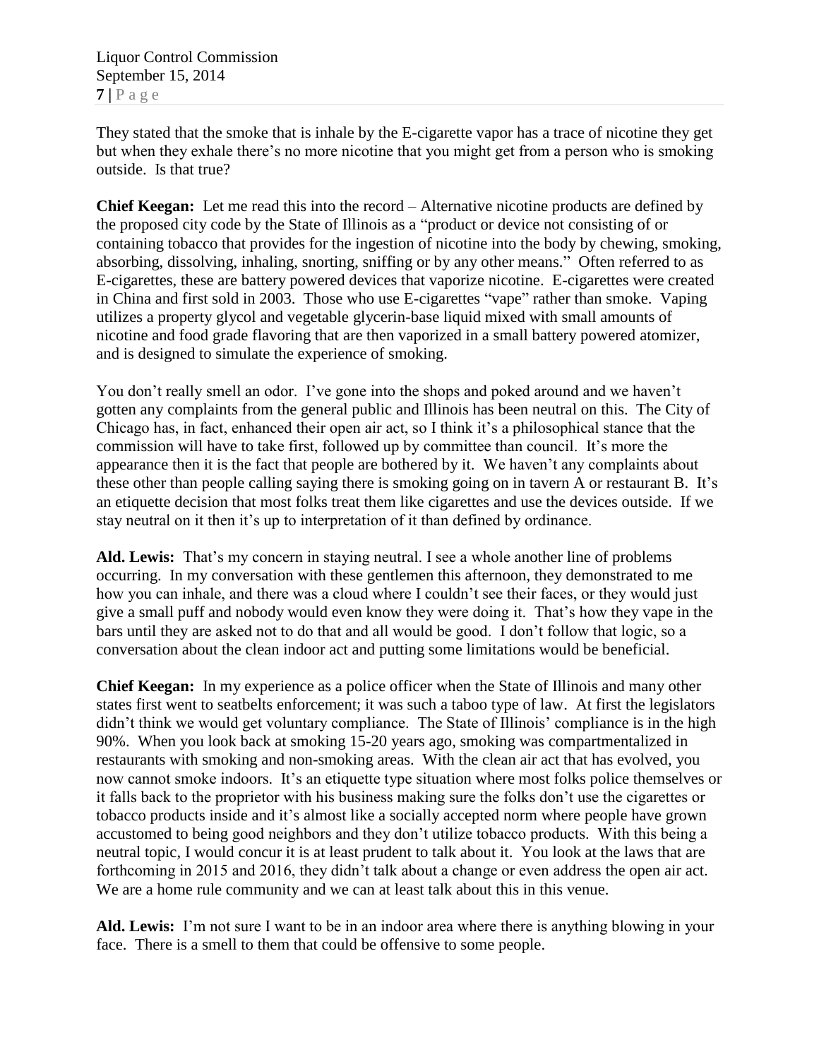They stated that the smoke that is inhale by the E-cigarette vapor has a trace of nicotine they get but when they exhale there's no more nicotine that you might get from a person who is smoking outside. Is that true?

**Chief Keegan:** Let me read this into the record – Alternative nicotine products are defined by the proposed city code by the State of Illinois as a "product or device not consisting of or containing tobacco that provides for the ingestion of nicotine into the body by chewing, smoking, absorbing, dissolving, inhaling, snorting, sniffing or by any other means." Often referred to as E-cigarettes, these are battery powered devices that vaporize nicotine. E-cigarettes were created in China and first sold in 2003. Those who use E-cigarettes "vape" rather than smoke. Vaping utilizes a property glycol and vegetable glycerin-base liquid mixed with small amounts of nicotine and food grade flavoring that are then vaporized in a small battery powered atomizer, and is designed to simulate the experience of smoking.

You don't really smell an odor. I've gone into the shops and poked around and we haven't gotten any complaints from the general public and Illinois has been neutral on this. The City of Chicago has, in fact, enhanced their open air act, so I think it's a philosophical stance that the commission will have to take first, followed up by committee than council. It's more the appearance then it is the fact that people are bothered by it. We haven't any complaints about these other than people calling saying there is smoking going on in tavern A or restaurant B. It's an etiquette decision that most folks treat them like cigarettes and use the devices outside. If we stay neutral on it then it's up to interpretation of it than defined by ordinance.

**Ald. Lewis:** That's my concern in staying neutral. I see a whole another line of problems occurring. In my conversation with these gentlemen this afternoon, they demonstrated to me how you can inhale, and there was a cloud where I couldn't see their faces, or they would just give a small puff and nobody would even know they were doing it. That's how they vape in the bars until they are asked not to do that and all would be good. I don't follow that logic, so a conversation about the clean indoor act and putting some limitations would be beneficial.

**Chief Keegan:** In my experience as a police officer when the State of Illinois and many other states first went to seatbelts enforcement; it was such a taboo type of law. At first the legislators didn't think we would get voluntary compliance. The State of Illinois' compliance is in the high 90%. When you look back at smoking 15-20 years ago, smoking was compartmentalized in restaurants with smoking and non-smoking areas. With the clean air act that has evolved, you now cannot smoke indoors. It's an etiquette type situation where most folks police themselves or it falls back to the proprietor with his business making sure the folks don't use the cigarettes or tobacco products inside and it's almost like a socially accepted norm where people have grown accustomed to being good neighbors and they don't utilize tobacco products. With this being a neutral topic, I would concur it is at least prudent to talk about it. You look at the laws that are forthcoming in 2015 and 2016, they didn't talk about a change or even address the open air act. We are a home rule community and we can at least talk about this in this venue.

**Ald. Lewis:** I'm not sure I want to be in an indoor area where there is anything blowing in your face. There is a smell to them that could be offensive to some people.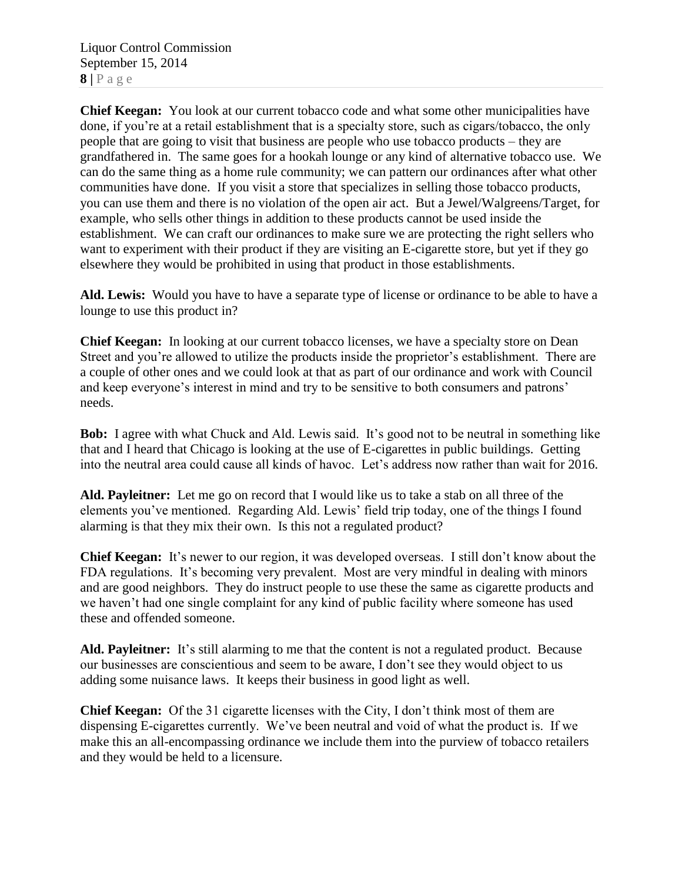**Chief Keegan:** You look at our current tobacco code and what some other municipalities have done, if you're at a retail establishment that is a specialty store, such as cigars/tobacco, the only people that are going to visit that business are people who use tobacco products – they are grandfathered in. The same goes for a hookah lounge or any kind of alternative tobacco use. We can do the same thing as a home rule community; we can pattern our ordinances after what other communities have done. If you visit a store that specializes in selling those tobacco products, you can use them and there is no violation of the open air act. But a Jewel/Walgreens/Target, for example, who sells other things in addition to these products cannot be used inside the establishment. We can craft our ordinances to make sure we are protecting the right sellers who want to experiment with their product if they are visiting an E-cigarette store, but yet if they go elsewhere they would be prohibited in using that product in those establishments.

**Ald. Lewis:** Would you have to have a separate type of license or ordinance to be able to have a lounge to use this product in?

**Chief Keegan:** In looking at our current tobacco licenses, we have a specialty store on Dean Street and you're allowed to utilize the products inside the proprietor's establishment. There are a couple of other ones and we could look at that as part of our ordinance and work with Council and keep everyone's interest in mind and try to be sensitive to both consumers and patrons' needs.

**Bob:** I agree with what Chuck and Ald. Lewis said. It's good not to be neutral in something like that and I heard that Chicago is looking at the use of E-cigarettes in public buildings. Getting into the neutral area could cause all kinds of havoc. Let's address now rather than wait for 2016.

**Ald. Payleitner:** Let me go on record that I would like us to take a stab on all three of the elements you've mentioned. Regarding Ald. Lewis' field trip today, one of the things I found alarming is that they mix their own. Is this not a regulated product?

**Chief Keegan:** It's newer to our region, it was developed overseas. I still don't know about the FDA regulations. It's becoming very prevalent. Most are very mindful in dealing with minors and are good neighbors. They do instruct people to use these the same as cigarette products and we haven't had one single complaint for any kind of public facility where someone has used these and offended someone.

**Ald. Payleitner:** It's still alarming to me that the content is not a regulated product. Because our businesses are conscientious and seem to be aware, I don't see they would object to us adding some nuisance laws. It keeps their business in good light as well.

**Chief Keegan:** Of the 31 cigarette licenses with the City, I don't think most of them are dispensing E-cigarettes currently. We've been neutral and void of what the product is. If we make this an all-encompassing ordinance we include them into the purview of tobacco retailers and they would be held to a licensure.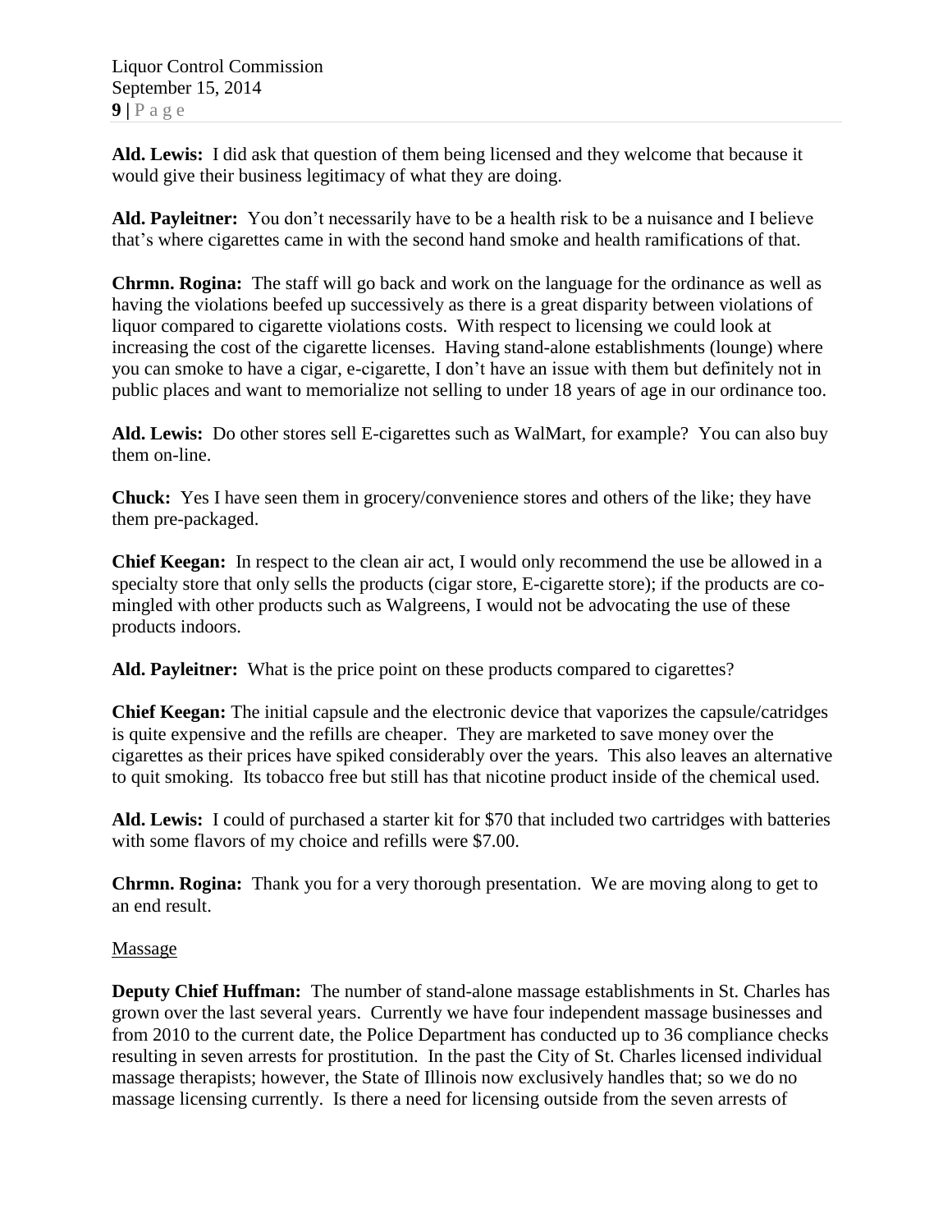**Ald. Lewis:** I did ask that question of them being licensed and they welcome that because it would give their business legitimacy of what they are doing.

**Ald. Payleitner:** You don't necessarily have to be a health risk to be a nuisance and I believe that's where cigarettes came in with the second hand smoke and health ramifications of that.

**Chrmn. Rogina:** The staff will go back and work on the language for the ordinance as well as having the violations beefed up successively as there is a great disparity between violations of liquor compared to cigarette violations costs. With respect to licensing we could look at increasing the cost of the cigarette licenses. Having stand-alone establishments (lounge) where you can smoke to have a cigar, e-cigarette, I don't have an issue with them but definitely not in public places and want to memorialize not selling to under 18 years of age in our ordinance too.

**Ald. Lewis:** Do other stores sell E-cigarettes such as WalMart, for example? You can also buy them on-line.

**Chuck:** Yes I have seen them in grocery/convenience stores and others of the like; they have them pre-packaged.

**Chief Keegan:** In respect to the clean air act, I would only recommend the use be allowed in a specialty store that only sells the products (cigar store, E-cigarette store); if the products are co-mingled with other products such as Walgreens, I would not be advocating the use of these products indoors.

**Ald. Payleitner:** What is the price point on these products compared to cigarettes?

**Chief Keegan:** The initial capsule and the electronic device that vaporizes the capsule/catridges is quite expensive and the refills are cheaper. They are marketed to save money over the cigarettes as their prices have spiked considerably over the years. This also leaves an alternative to quit smoking. Its tobacco free but still has that nicotine product inside of the chemical used.

**Ald. Lewis:** I could of purchased a starter kit for $70 that included two cartridges with batteries with some flavors of my choice and refills were $7.00.

**Chrmn. Rogina:** Thank you for a very thorough presentation. We are moving along to get to an end result.

<u>Massage</u>

**Deputy Chief Huffman:** The number of stand-alone massage establishments in St. Charles has grown over the last several years. Currently we have four independent massage businesses and from 2010 to the current date, the Police Department has conducted up to 36 compliance checks resulting in seven arrests for prostitution. In the past the City of St. Charles licensed individual massage therapists; however, the State of Illinois now exclusively handles that; so we do no massage licensing currently. Is there a need for licensing outside from the seven arrests of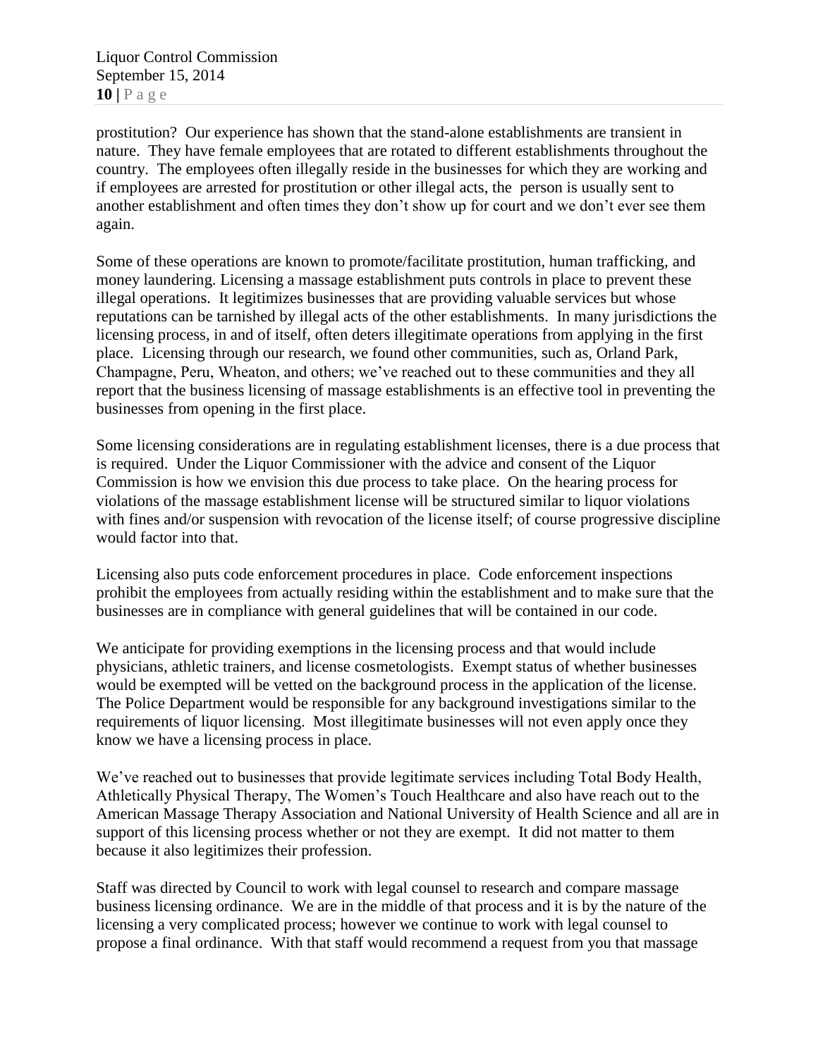prostitution? Our experience has shown that the stand-alone establishments are transient in nature. They have female employees that are rotated to different establishments throughout the country. The employees often illegally reside in the businesses for which they are working and if employees are arrested for prostitution or other illegal acts, the person is usually sent to another establishment and often times they don't show up for court and we don't ever see them again.

Some of these operations are known to promote/facilitate prostitution, human trafficking, and money laundering. Licensing a massage establishment puts controls in place to prevent these illegal operations. It legitimizes businesses that are providing valuable services but whose reputations can be tarnished by illegal acts of the other establishments. In many jurisdictions the licensing process, in and of itself, often deters illegitimate operations from applying in the first place. Licensing through our research, we found other communities, such as, Orland Park, Champagne, Peru, Wheaton, and others; we've reached out to these communities and they all report that the business licensing of massage establishments is an effective tool in preventing the businesses from opening in the first place.

Some licensing considerations are in regulating establishment licenses, there is a due process that is required. Under the Liquor Commissioner with the advice and consent of the Liquor Commission is how we envision this due process to take place. On the hearing process for violations of the massage establishment license will be structured similar to liquor violations with fines and/or suspension with revocation of the license itself; of course progressive discipline would factor into that.

Licensing also puts code enforcement procedures in place. Code enforcement inspections prohibit the employees from actually residing within the establishment and to make sure that the businesses are in compliance with general guidelines that will be contained in our code.

We anticipate for providing exemptions in the licensing process and that would include physicians, athletic trainers, and license cosmetologists. Exempt status of whether businesses would be exempted will be vetted on the background process in the application of the license. The Police Department would be responsible for any background investigations similar to the requirements of liquor licensing. Most illegitimate businesses will not even apply once they know we have a licensing process in place.

We've reached out to businesses that provide legitimate services including Total Body Health, Athletically Physical Therapy, The Women's Touch Healthcare and also have reach out to the American Massage Therapy Association and National University of Health Science and all are in support of this licensing process whether or not they are exempt. It did not matter to them because it also legitimizes their profession.

Staff was directed by Council to work with legal counsel to research and compare massage business licensing ordinance. We are in the middle of that process and it is by the nature of the licensing a very complicated process; however we continue to work with legal counsel to propose a final ordinance. With that staff would recommend a request from you that massage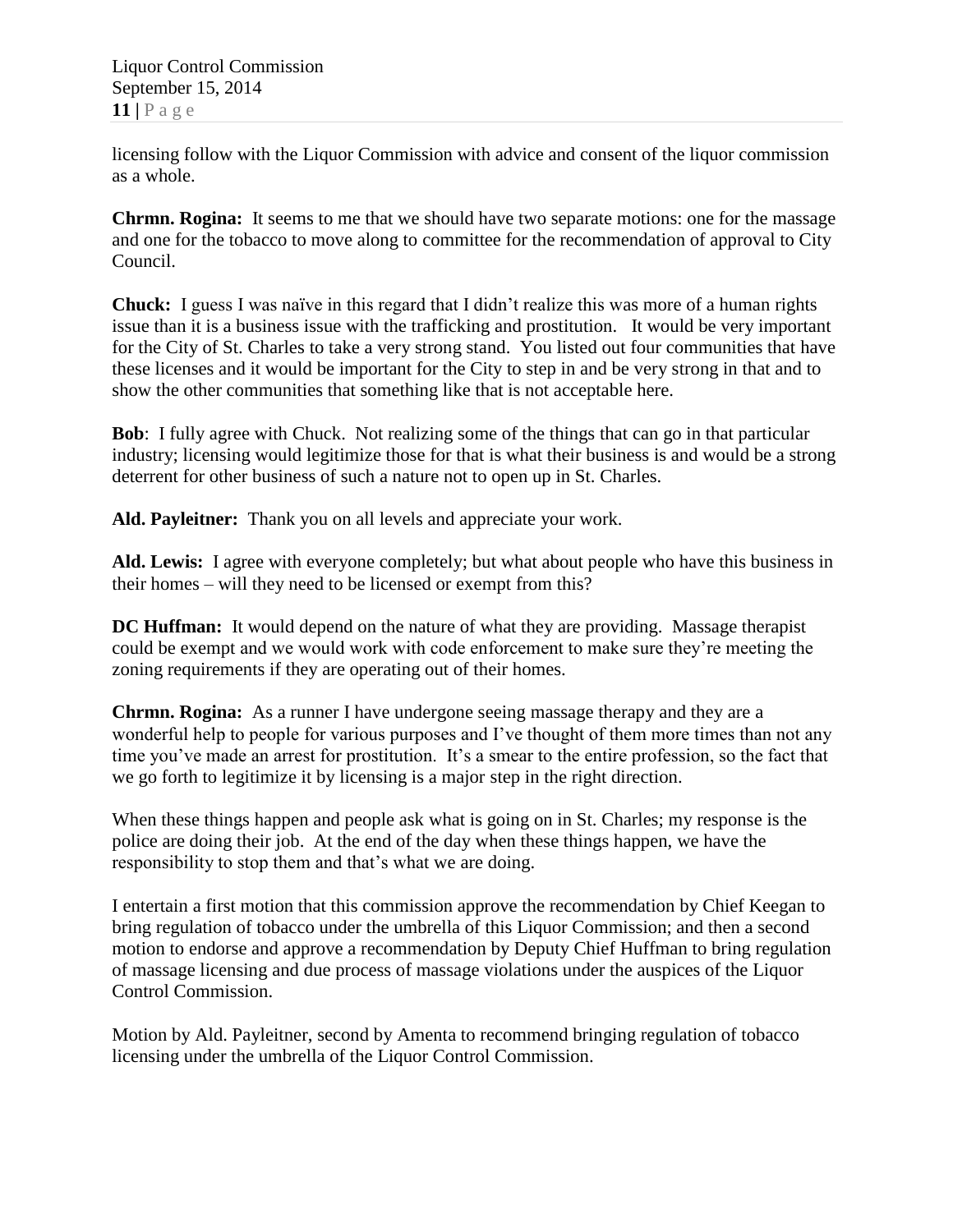licensing follow with the Liquor Commission with advice and consent of the liquor commission as a whole.

**Chrmn. Rogina:** It seems to me that we should have two separate motions: one for the massage and one for the tobacco to move along to committee for the recommendation of approval to City Council.

**Chuck:** I guess I was naïve in this regard that I didn't realize this was more of a human rights issue than it is a business issue with the trafficking and prostitution. It would be very important for the City of St. Charles to take a very strong stand. You listed out four communities that have these licenses and it would be important for the City to step in and be very strong in that and to show the other communities that something like that is not acceptable here.

**Bob**: I fully agree with Chuck. Not realizing some of the things that can go in that particular industry; licensing would legitimize those for that is what their business is and would be a strong deterrent for other business of such a nature not to open up in St. Charles.

**Ald. Payleitner:** Thank you on all levels and appreciate your work.

**Ald. Lewis:** I agree with everyone completely; but what about people who have this business in their homes – will they need to be licensed or exempt from this?

**DC Huffman:** It would depend on the nature of what they are providing. Massage therapist could be exempt and we would work with code enforcement to make sure they're meeting the zoning requirements if they are operating out of their homes.

**Chrmn. Rogina:** As a runner I have undergone seeing massage therapy and they are a wonderful help to people for various purposes and I've thought of them more times than not any time you've made an arrest for prostitution. It's a smear to the entire profession, so the fact that we go forth to legitimize it by licensing is a major step in the right direction.

When these things happen and people ask what is going on in St. Charles; my response is the police are doing their job. At the end of the day when these things happen, we have the responsibility to stop them and that's what we are doing.

I entertain a first motion that this commission approve the recommendation by Chief Keegan to bring regulation of tobacco under the umbrella of this Liquor Commission; and then a second motion to endorse and approve a recommendation by Deputy Chief Huffman to bring regulation of massage licensing and due process of massage violations under the auspices of the Liquor Control Commission.

Motion by Ald. Payleitner, second by Amenta to recommend bringing regulation of tobacco licensing under the umbrella of the Liquor Control Commission.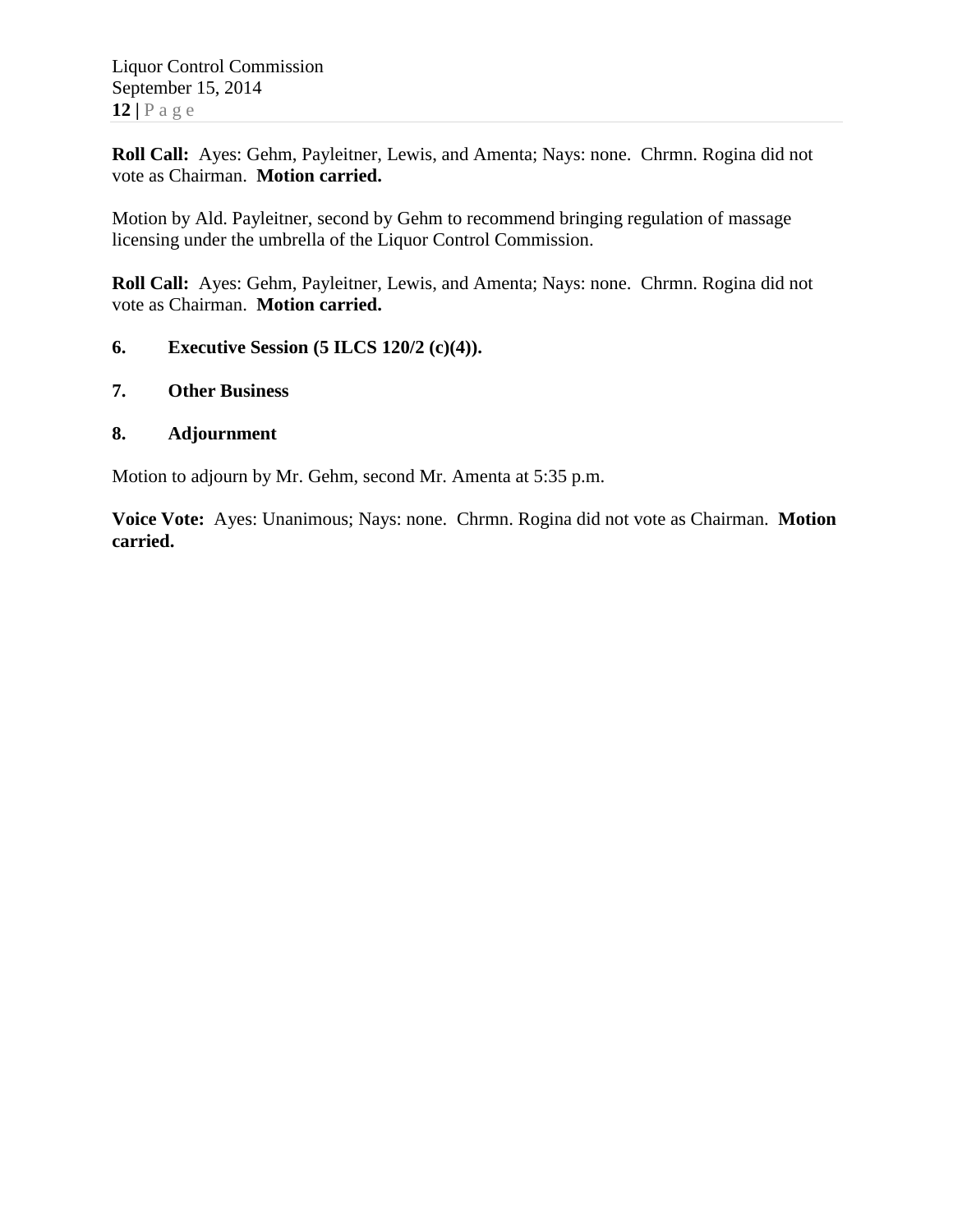**Roll Call:** Ayes: Gehm, Payleitner, Lewis, and Amenta; Nays: none. Chrmn. Rogina did not vote as Chairman. **Motion carried.**

Motion by Ald. Payleitner, second by Gehm to recommend bringing regulation of massage licensing under the umbrella of the Liquor Control Commission.

**Roll Call:** Ayes: Gehm, Payleitner, Lewis, and Amenta; Nays: none. Chrmn. Rogina did not vote as Chairman. **Motion carried.**

**6. Executive Session (5 ILCS 120/2 (c)(4)).**

**7. Other Business**

**8. Adjournment**

Motion to adjourn by Mr. Gehm, second Mr. Amenta at 5:35 p.m.

**Voice Vote:** Ayes: Unanimous; Nays: none. Chrmn. Rogina did not vote as Chairman. **Motion carried.**